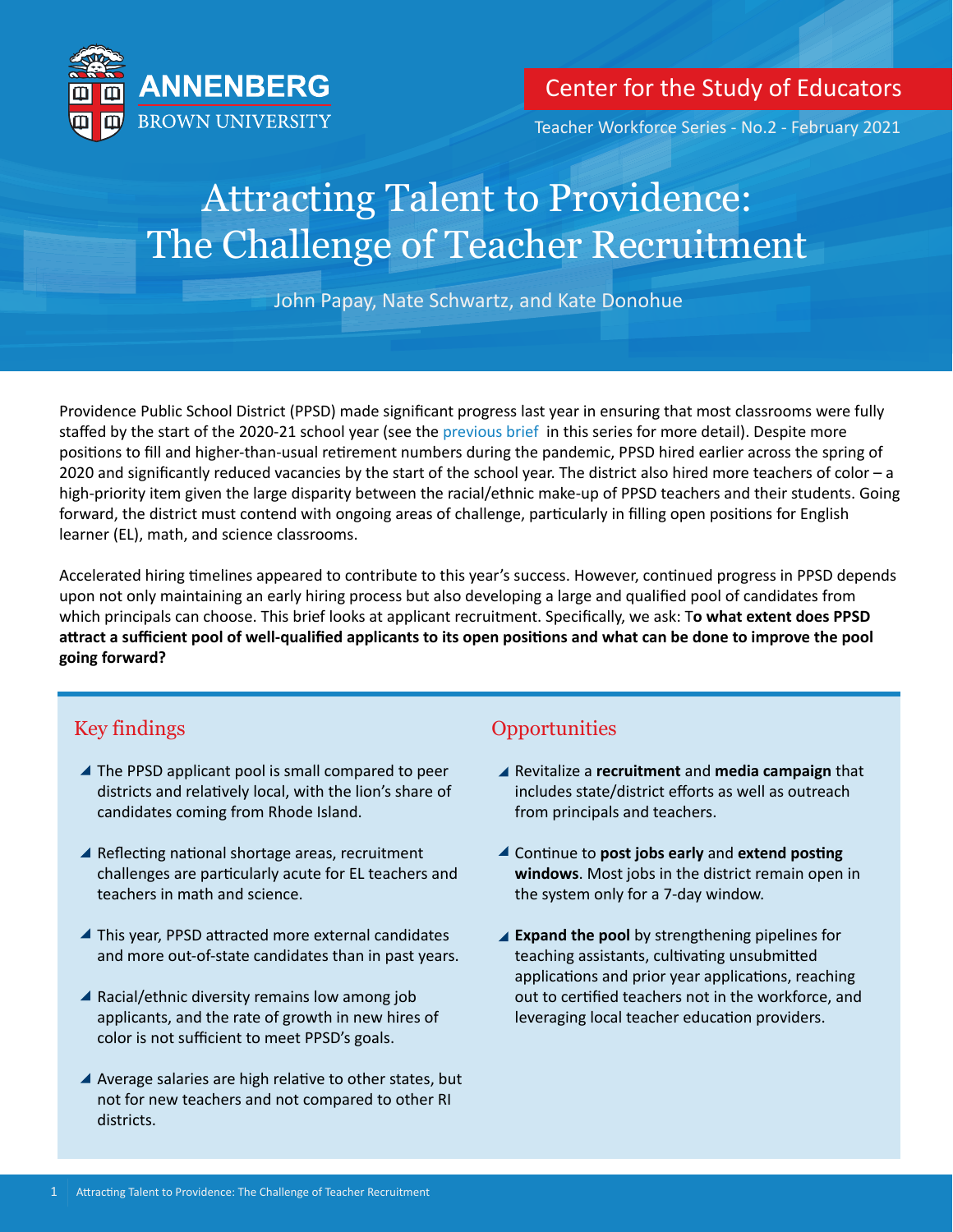Center for the Study of Educators

Teacher Workforce Series - No.2 - February 2021

# Attracting Talent to Providence: The Challenge of Teacher Recruitment

John Papay, Nate Schwartz, and Kate Donohue

Providence Public School District (PPSD) made significant progress last year in ensuring that most classrooms were fully staffed by the start of the 2020-21 school year (see the previous brief in this series for more detail). Despite more positions to fill and higher-than-usual retirement numbers during the pandemic, PPSD hired earlier across the spring of 2020 and significantly reduced vacancies by the start of the school year. The district also hired more teachers of color – a high-priority item given the large disparity between the racial/ethnic make-up of PPSD teachers and their students. Going forward, the district must contend with ongoing areas of challenge, particularly in filling open positions for English learner (EL), math, and science classrooms.

Accelerated hiring timelines appeared to contribute to this year's success. However, continued progress in PPSD depends upon not only maintaining an early hiring process but also developing a large and qualified pool of candidates from which principals can choose. This brief looks at applicant recruitment. Specifically, we ask: T**o what extent does PPSD attract a sufficient pool of well-qualified applicants to its open positions and what can be done to improve the pool going forward?**

## Key findings

- The PPSD applicant pool is small compared to peer districts and relatively local, with the lion's share of candidates coming from Rhode Island.
- Reflecting national shortage areas, recruitment challenges are particularly acute for EL teachers and teachers in math and science.
- This year, PPSD attracted more external candidates and more out-of-state candidates than in past years.
- Racial/ethnic diversity remains low among job applicants, and the rate of growth in new hires of color is not sufficient to meet PPSD's goals.
- Average salaries are high relative to other states, but not for new teachers and not compared to other RI districts.

## Opportunities

- Revitalize a **recruitment** and **media campaign** that includes state/district efforts as well as outreach from principals and teachers.
- Continue to **post jobs early** and **extend posting windows**. Most jobs in the district remain open in the system only for a 7-day window.
- **Expand the pool** by strengthening pipelines for teaching assistants, cultivating unsubmitted applications and prior year applications, reaching out to certified teachers not in the workforce, and leveraging local teacher education providers.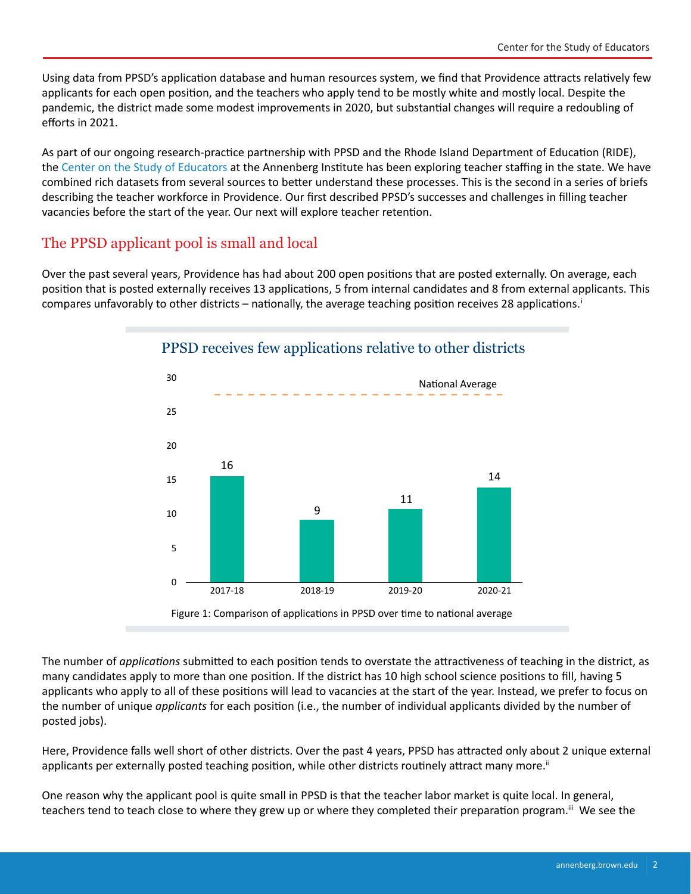Using data from PPSD's application database and human resources system, we find that Providence attracts relatively few applicants for each open position, and the teachers who apply tend to be mostly white and mostly local. Despite the pandemic, the district made some modest improvements in 2020, but substantial changes will require a redoubling of efforts in 2021.

As part of our ongoing research-practice partnership with PPSD and the Rhode Island Department of Education (RIDE), the Center on the Study of Educators at the Annenberg Institute has been exploring teacher staffing in the state. We have combined rich datasets from several sources to better understand these processes. This is the second in a series of briefs describing the teacher workforce in Providence. Our first described PPSD's successes and challenges in filling teacher vacancies before the start of the year. Our next will explore teacher retention.

## The PPSD applicant pool is small and local

Over the past several years, Providence has had about 200 open positions that are posted externally. On average, each position that is posted externally receives 13 applications, 5 from internal candidates and 8 from external applicants. This compares unfavorably to other districts – nationally, the average teaching position receives 28 applications.[i]

**PPSD receives few applications relative to other districts**

| Year | Applications per position |
| --- | --- |
| 2017-18 | 16 |
| 2018-19 | 9 |
| 2019-20 | 11 |
| 2020-21 | 14 |

National Average: 28

Figure 1: Comparison of applications in PPSD over time to national average

The number of *applications* submitted to each position tends to overstate the attractiveness of teaching in the district, as many candidates apply to more than one position. If the district has 10 high school science positions to fill, having 5 applicants who apply to all of these positions will lead to vacancies at the start of the year. Instead, we prefer to focus on the number of unique *applicants* for each position (i.e., the number of individual applicants divided by the number of posted jobs).

Here, Providence falls well short of other districts. Over the past 4 years, PPSD has attracted only about 2 unique external applicants per externally posted teaching position, while other districts routinely attract many more.[ii]

One reason why the applicant pool is quite small in PPSD is that the teacher labor market is quite local. In general, teachers tend to teach close to where they grew up or where they completed their preparation program.[iii] We see the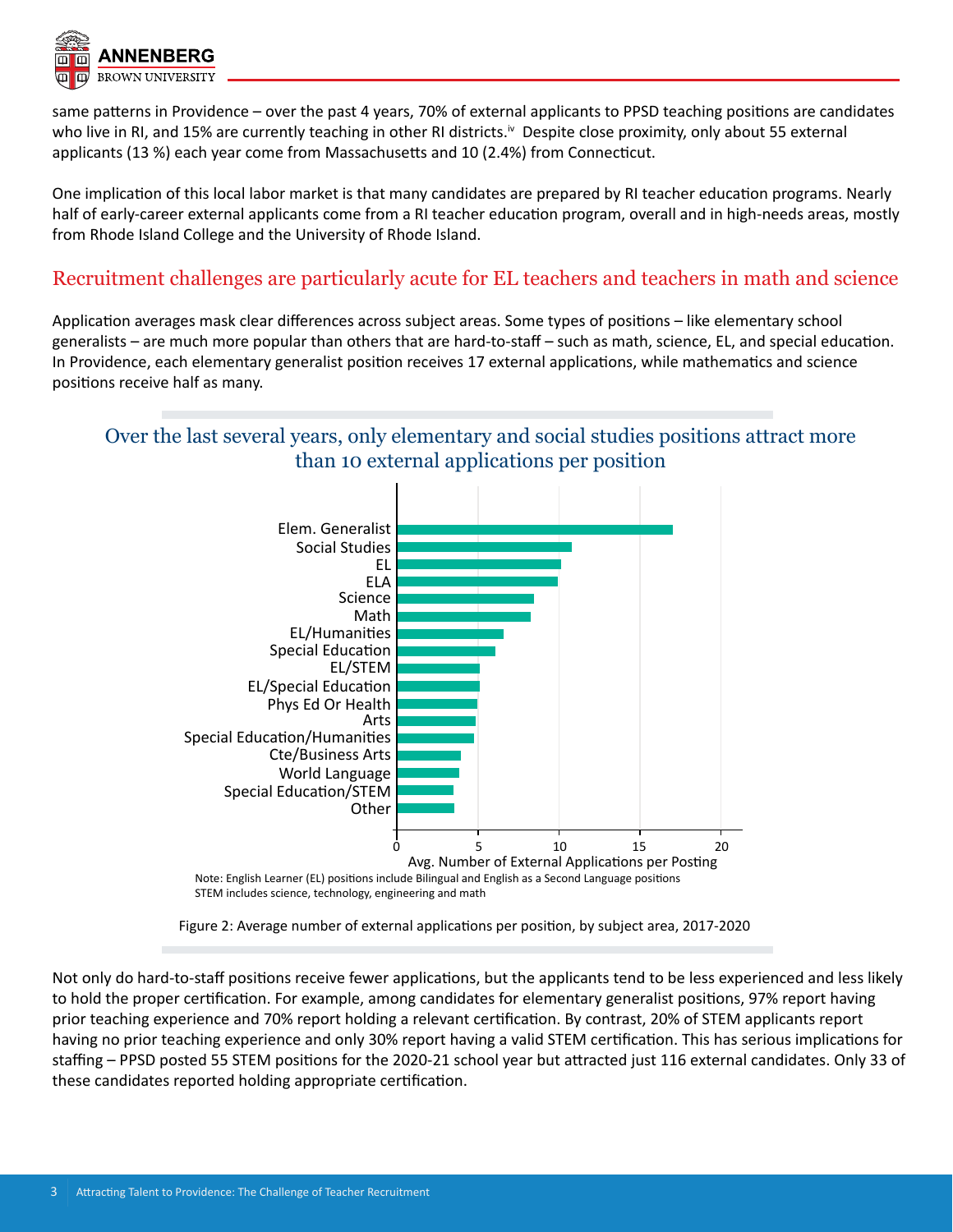same patterns in Providence – over the past 4 years, 70% of external applicants to PPSD teaching positions are candidates who live in RI, and 15% are currently teaching in other RI districts.[iv] Despite close proximity, only about 55 external applicants (13 %) each year come from Massachusetts and 10 (2.4%) from Connecticut.

One implication of this local labor market is that many candidates are prepared by RI teacher education programs. Nearly half of early-career external applicants come from a RI teacher education program, overall and in high-needs areas, mostly from Rhode Island College and the University of Rhode Island.

## Recruitment challenges are particularly acute for EL teachers and teachers in math and science

Application averages mask clear differences across subject areas. Some types of positions – like elementary school generalists – are much more popular than others that are hard-to-staff – such as math, science, EL, and special education. In Providence, each elementary generalist position receives 17 external applications, while mathematics and science positions receive half as many.

### Over the last several years, only elementary and social studies positions attract more than 10 external applications per position

| Subject area | Avg. Number of External Applications per Posting (approx.) |
|---|---|
| Elem. Generalist | 17 |
| Social Studies | 10.8 |
| EL | 10.1 |
| ELA | 9.9 |
| Science | 8.4 |
| Math | 8.2 |
| EL/Humanities | 6.5 |
| Special Education | 6 |
| EL/STEM | 5.1 |
| EL/Special Education | 5.1 |
| Phys Ed Or Health | 4.9 |
| Arts | 4.8 |
| Special Education/Humanities | 4.7 |
| Cte/Business Arts | 3.9 |
| World Language | 3.8 |
| Special Education/STEM | 3.5 |
| Other | 3.5 |

Note: English Learner (EL) positions include Bilingual and English as a Second Language positions
STEM includes science, technology, engineering and math

Figure 2: Average number of external applications per position, by subject area, 2017-2020

Not only do hard-to-staff positions receive fewer applications, but the applicants tend to be less experienced and less likely to hold the proper certification. For example, among candidates for elementary generalist positions, 97% report having prior teaching experience and 70% report holding a relevant certification. By contrast, 20% of STEM applicants report having no prior teaching experience and only 30% report having a valid STEM certification. This has serious implications for staffing – PPSD posted 55 STEM positions for the 2020-21 school year but attracted just 116 external candidates. Only 33 of these candidates reported holding appropriate certification.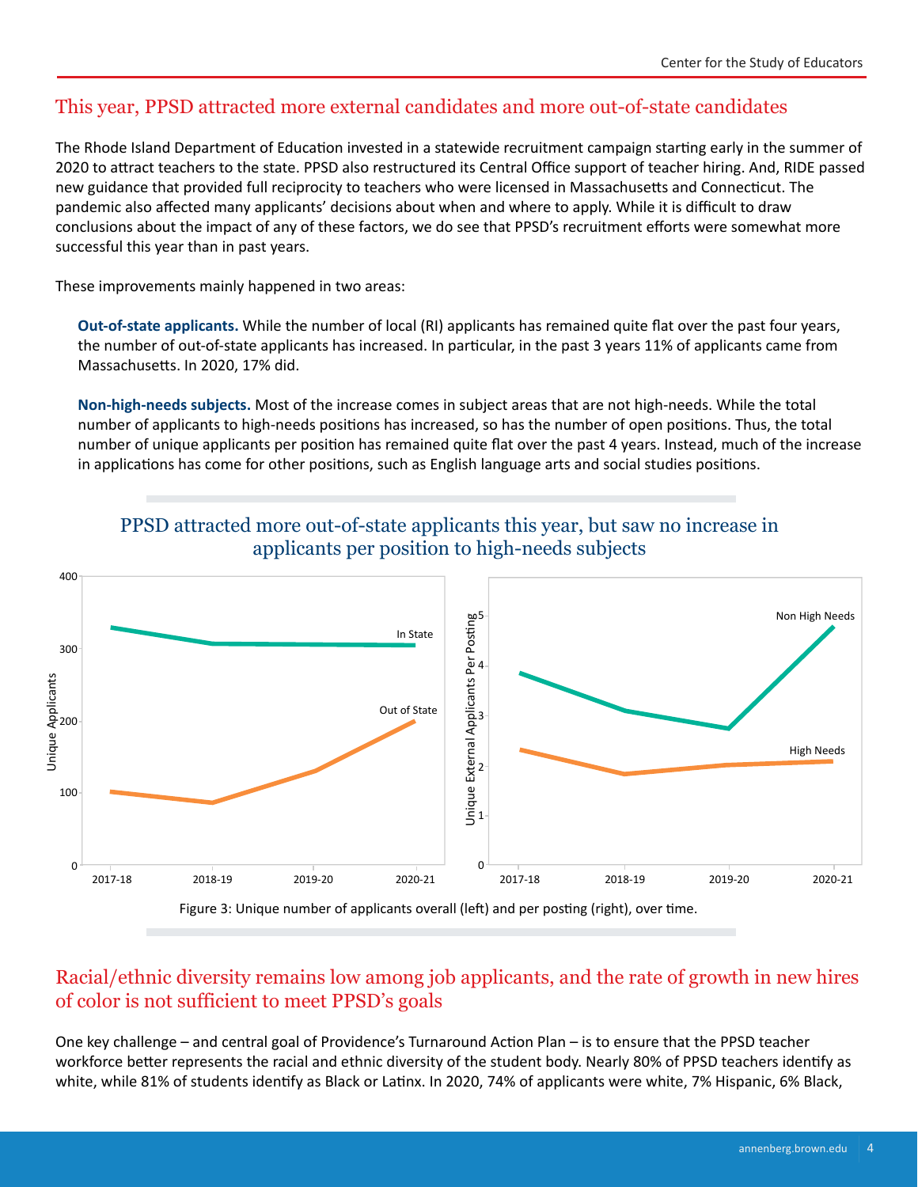## This year, PPSD attracted more external candidates and more out-of-state candidates

The Rhode Island Department of Education invested in a statewide recruitment campaign starting early in the summer of 2020 to attract teachers to the state. PPSD also restructured its Central Office support of teacher hiring. And, RIDE passed new guidance that provided full reciprocity to teachers who were licensed in Massachusetts and Connecticut. The pandemic also affected many applicants' decisions about when and where to apply. While it is difficult to draw conclusions about the impact of any of these factors, we do see that PPSD's recruitment efforts were somewhat more successful this year than in past years.

These improvements mainly happened in two areas:

**Out-of-state applicants.** While the number of local (RI) applicants has remained quite flat over the past four years, the number of out-of-state applicants has increased. In particular, in the past 3 years 11% of applicants came from Massachusetts. In 2020, 17% did.

**Non-high-needs subjects.** Most of the increase comes in subject areas that are not high-needs. While the total number of applicants to high-needs positions has increased, so has the number of open positions. Thus, the total number of unique applicants per position has remained quite flat over the past 4 years. Instead, much of the increase in applications has come for other positions, such as English language arts and social studies positions.

### PPSD attracted more out-of-state applicants this year, but saw no increase in applicants per position to high-needs subjects

Figure 3: Unique number of applicants overall (left) and per posting (right), over time.

## Racial/ethnic diversity remains low among job applicants, and the rate of growth in new hires of color is not sufficient to meet PPSD's goals

One key challenge – and central goal of Providence's Turnaround Action Plan – is to ensure that the PPSD teacher workforce better represents the racial and ethnic diversity of the student body. Nearly 80% of PPSD teachers identify as white, while 81% of students identify as Black or Latinx. In 2020, 74% of applicants were white, 7% Hispanic, 6% Black,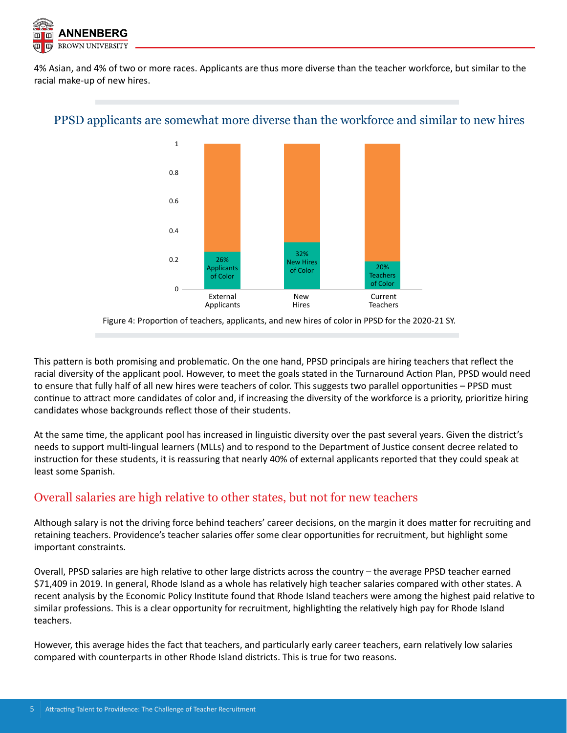4% Asian, and 4% of two or more races. Applicants are thus more diverse than the teacher workforce, but similar to the racial make-up of new hires.

## PPSD applicants are somewhat more diverse than the workforce and similar to new hires

| | External Applicants | New Hires | Current Teachers |
|---|---|---|---|
| Of Color | 26% Applicants of Color | 32% New Hires of Color | 20% Teachers of Color |

Figure 4: Proportion of teachers, applicants, and new hires of color in PPSD for the 2020-21 SY.

This pattern is both promising and problematic. On the one hand, PPSD principals are hiring teachers that reflect the racial diversity of the applicant pool. However, to meet the goals stated in the Turnaround Action Plan, PPSD would need to ensure that fully half of all new hires were teachers of color. This suggests two parallel opportunities – PPSD must continue to attract more candidates of color and, if increasing the diversity of the workforce is a priority, prioritize hiring candidates whose backgrounds reflect those of their students.

At the same time, the applicant pool has increased in linguistic diversity over the past several years. Given the district's needs to support multi-lingual learners (MLLs) and to respond to the Department of Justice consent decree related to instruction for these students, it is reassuring that nearly 40% of external applicants reported that they could speak at least some Spanish.

## Overall salaries are high relative to other states, but not for new teachers

Although salary is not the driving force behind teachers' career decisions, on the margin it does matter for recruiting and retaining teachers. Providence's teacher salaries offer some clear opportunities for recruitment, but highlight some important constraints.

Overall, PPSD salaries are high relative to other large districts across the country – the average PPSD teacher earned $71,409 in 2019. In general, Rhode Island as a whole has relatively high teacher salaries compared with other states. A recent analysis by the Economic Policy Institute found that Rhode Island teachers were among the highest paid relative to similar professions. This is a clear opportunity for recruitment, highlighting the relatively high pay for Rhode Island teachers.

However, this average hides the fact that teachers, and particularly early career teachers, earn relatively low salaries compared with counterparts in other Rhode Island districts. This is true for two reasons.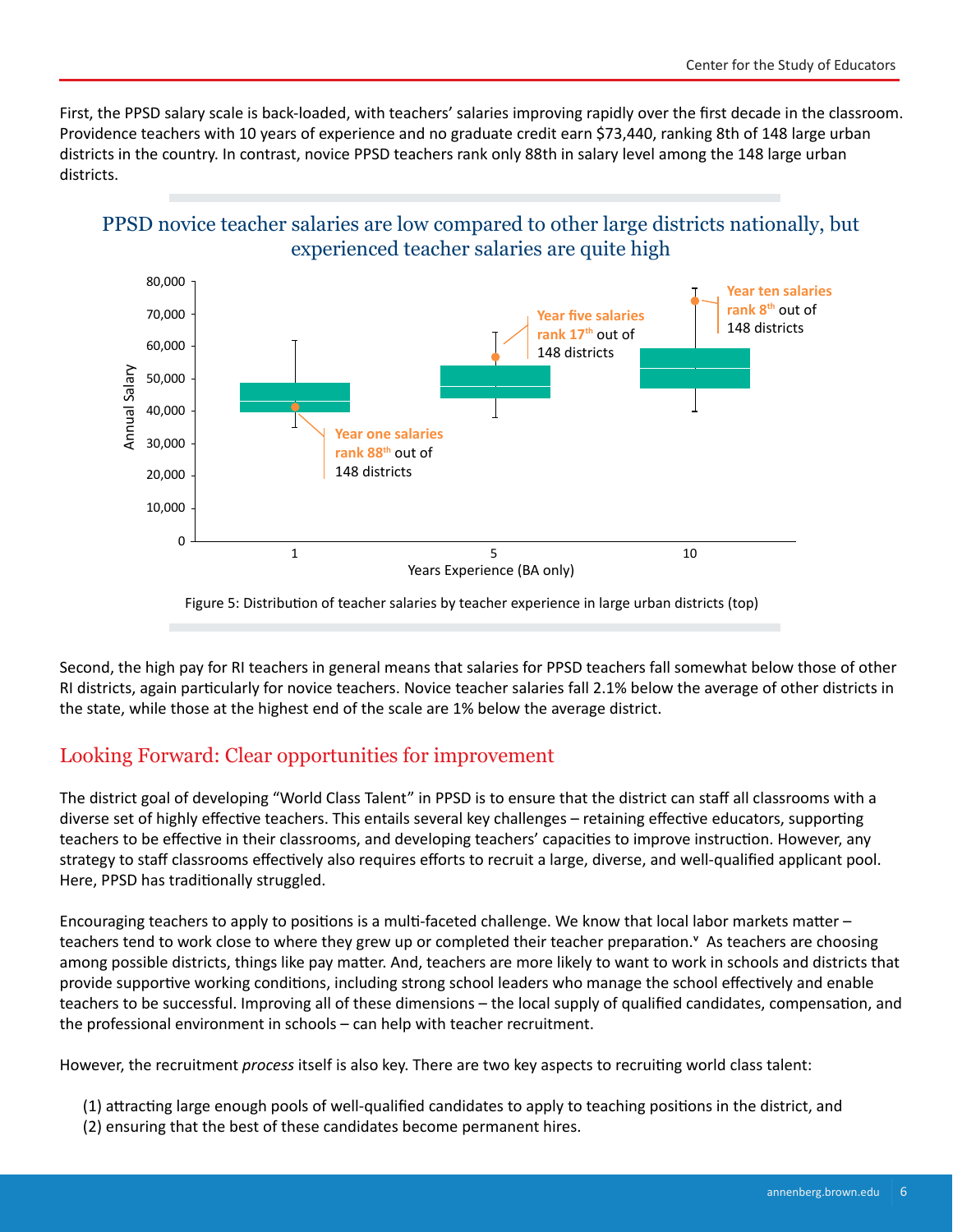First, the PPSD salary scale is back-loaded, with teachers' salaries improving rapidly over the first decade in the classroom. Providence teachers with 10 years of experience and no graduate credit earn $73,440, ranking 8th of 148 large urban districts in the country. In contrast, novice PPSD teachers rank only 88th in salary level among the 148 large urban districts.

## PPSD novice teacher salaries are low compared to other large districts nationally, but experienced teacher salaries are quite high

Figure 5: Distribution of teacher salaries by teacher experience in large urban districts (top)

Second, the high pay for RI teachers in general means that salaries for PPSD teachers fall somewhat below those of other RI districts, again particularly for novice teachers. Novice teacher salaries fall 2.1% below the average of other districts in the state, while those at the highest end of the scale are 1% below the average district.

## Looking Forward: Clear opportunities for improvement

The district goal of developing "World Class Talent" in PPSD is to ensure that the district can staff all classrooms with a diverse set of highly effective teachers. This entails several key challenges – retaining effective educators, supporting teachers to be effective in their classrooms, and developing teachers' capacities to improve instruction. However, any strategy to staff classrooms effectively also requires efforts to recruit a large, diverse, and well-qualified applicant pool. Here, PPSD has traditionally struggled.

Encouraging teachers to apply to positions is a multi-faceted challenge. We know that local labor markets matter – teachers tend to work close to where they grew up or completed their teacher preparation.[v] As teachers are choosing among possible districts, things like pay matter. And, teachers are more likely to want to work in schools and districts that provide supportive working conditions, including strong school leaders who manage the school effectively and enable teachers to be successful. Improving all of these dimensions – the local supply of qualified candidates, compensation, and the professional environment in schools – can help with teacher recruitment.

However, the recruitment *process* itself is also key. There are two key aspects to recruiting world class talent:

(1) attracting large enough pools of well-qualified candidates to apply to teaching positions in the district, and
(2) ensuring that the best of these candidates become permanent hires.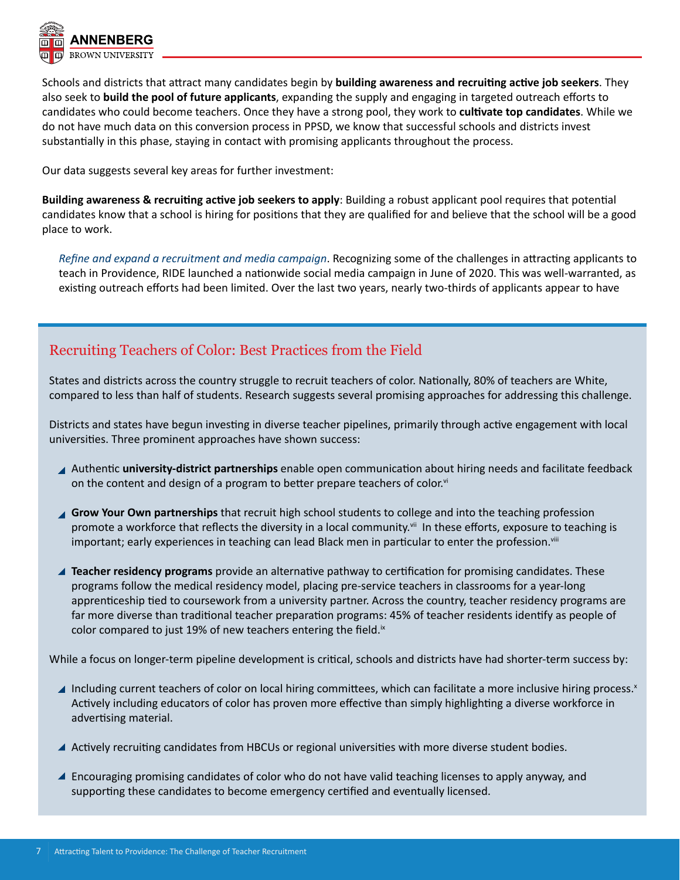Schools and districts that attract many candidates begin by **building awareness and recruiting active job seekers**. They also seek to **build the pool of future applicants**, expanding the supply and engaging in targeted outreach efforts to candidates who could become teachers. Once they have a strong pool, they work to **cultivate top candidates**. While we do not have much data on this conversion process in PPSD, we know that successful schools and districts invest substantially in this phase, staying in contact with promising applicants throughout the process.

Our data suggests several key areas for further investment:

**Building awareness & recruiting active job seekers to apply**: Building a robust applicant pool requires that potential candidates know that a school is hiring for positions that they are qualified for and believe that the school will be a good place to work.

*Refine and expand a recruitment and media campaign*. Recognizing some of the challenges in attracting applicants to teach in Providence, RIDE launched a nationwide social media campaign in June of 2020. This was well-warranted, as existing outreach efforts had been limited. Over the last two years, nearly two-thirds of applicants appear to have

## Recruiting Teachers of Color: Best Practices from the Field

States and districts across the country struggle to recruit teachers of color. Nationally, 80% of teachers are White, compared to less than half of students. Research suggests several promising approaches for addressing this challenge.

Districts and states have begun investing in diverse teacher pipelines, primarily through active engagement with local universities. Three prominent approaches have shown success:

- Authentic **university-district partnerships** enable open communication about hiring needs and facilitate feedback on the content and design of a program to better prepare teachers of color.[vi]
- **Grow Your Own partnerships** that recruit high school students to college and into the teaching profession promote a workforce that reflects the diversity in a local community.[vii] In these efforts, exposure to teaching is important; early experiences in teaching can lead Black men in particular to enter the profession.[viii]
- **Teacher residency programs** provide an alternative pathway to certification for promising candidates. These programs follow the medical residency model, placing pre-service teachers in classrooms for a year-long apprenticeship tied to coursework from a university partner. Across the country, teacher residency programs are far more diverse than traditional teacher preparation programs: 45% of teacher residents identify as people of color compared to just 19% of new teachers entering the field.[ix]

While a focus on longer-term pipeline development is critical, schools and districts have had shorter-term success by:

- Including current teachers of color on local hiring committees, which can facilitate a more inclusive hiring process.[x] Actively including educators of color has proven more effective than simply highlighting a diverse workforce in advertising material.
- Actively recruiting candidates from HBCUs or regional universities with more diverse student bodies.
- Encouraging promising candidates of color who do not have valid teaching licenses to apply anyway, and supporting these candidates to become emergency certified and eventually licensed.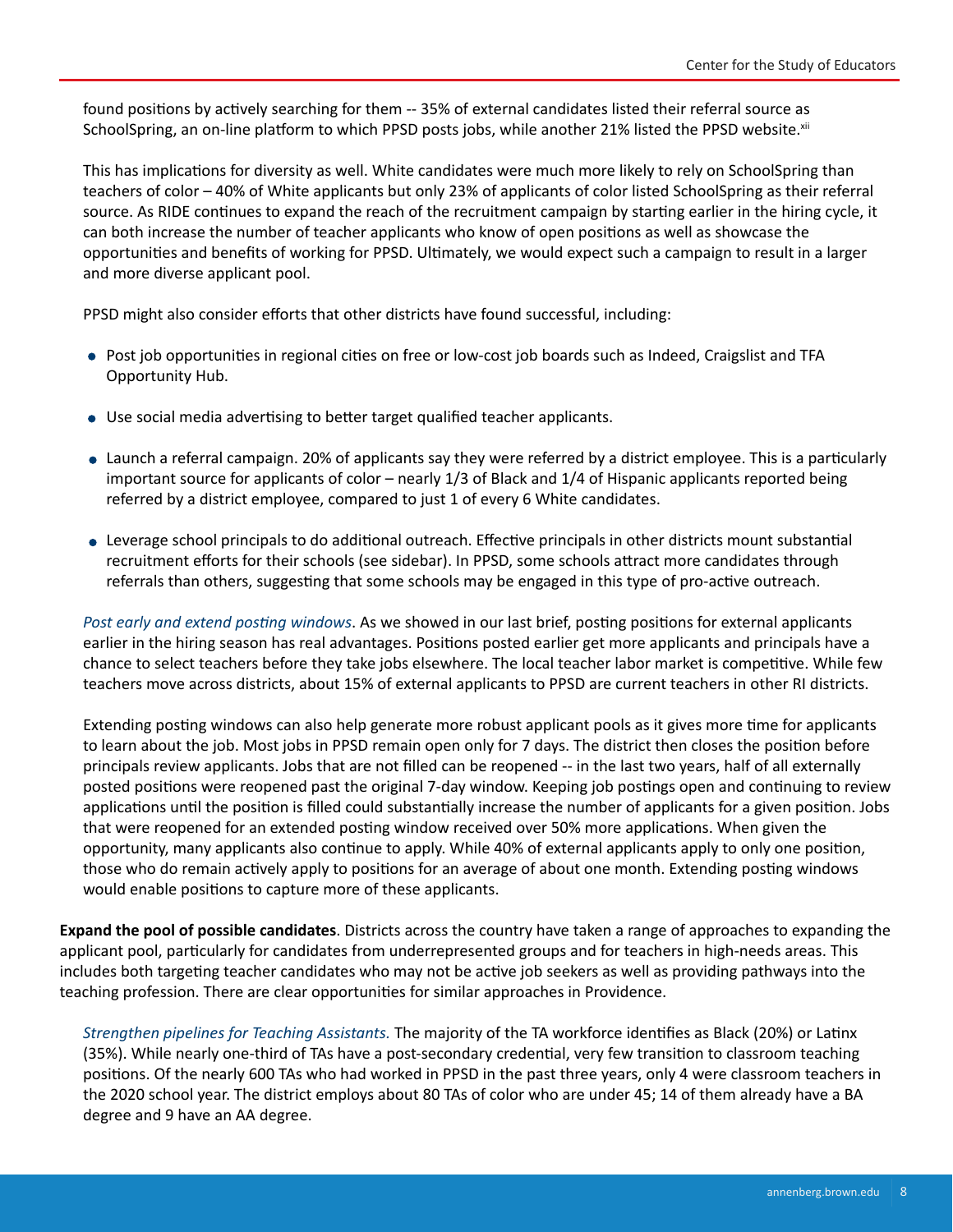found positions by actively searching for them -- 35% of external candidates listed their referral source as SchoolSpring, an on-line platform to which PPSD posts jobs, while another 21% listed the PPSD website.[xii]

This has implications for diversity as well. White candidates were much more likely to rely on SchoolSpring than teachers of color – 40% of White applicants but only 23% of applicants of color listed SchoolSpring as their referral source. As RIDE continues to expand the reach of the recruitment campaign by starting earlier in the hiring cycle, it can both increase the number of teacher applicants who know of open positions as well as showcase the opportunities and benefits of working for PPSD. Ultimately, we would expect such a campaign to result in a larger and more diverse applicant pool.

PPSD might also consider efforts that other districts have found successful, including:

- Post job opportunities in regional cities on free or low-cost job boards such as Indeed, Craigslist and TFA Opportunity Hub.
- Use social media advertising to better target qualified teacher applicants.
- Launch a referral campaign. 20% of applicants say they were referred by a district employee. This is a particularly important source for applicants of color – nearly 1/3 of Black and 1/4 of Hispanic applicants reported being referred by a district employee, compared to just 1 of every 6 White candidates.
- Leverage school principals to do additional outreach. Effective principals in other districts mount substantial recruitment efforts for their schools (see sidebar). In PPSD, some schools attract more candidates through referrals than others, suggesting that some schools may be engaged in this type of pro-active outreach.

*Post early and extend posting windows*. As we showed in our last brief, posting positions for external applicants earlier in the hiring season has real advantages. Positions posted earlier get more applicants and principals have a chance to select teachers before they take jobs elsewhere. The local teacher labor market is competitive. While few teachers move across districts, about 15% of external applicants to PPSD are current teachers in other RI districts.

Extending posting windows can also help generate more robust applicant pools as it gives more time for applicants to learn about the job. Most jobs in PPSD remain open only for 7 days. The district then closes the position before principals review applicants. Jobs that are not filled can be reopened -- in the last two years, half of all externally posted positions were reopened past the original 7-day window. Keeping job postings open and continuing to review applications until the position is filled could substantially increase the number of applicants for a given position. Jobs that were reopened for an extended posting window received over 50% more applications. When given the opportunity, many applicants also continue to apply. While 40% of external applicants apply to only one position, those who do remain actively apply to positions for an average of about one month. Extending posting windows would enable positions to capture more of these applicants.

**Expand the pool of possible candidates**. Districts across the country have taken a range of approaches to expanding the applicant pool, particularly for candidates from underrepresented groups and for teachers in high-needs areas. This includes both targeting teacher candidates who may not be active job seekers as well as providing pathways into the teaching profession. There are clear opportunities for similar approaches in Providence.

*Strengthen pipelines for Teaching Assistants.* The majority of the TA workforce identifies as Black (20%) or Latinx (35%). While nearly one-third of TAs have a post-secondary credential, very few transition to classroom teaching positions. Of the nearly 600 TAs who had worked in PPSD in the past three years, only 4 were classroom teachers in the 2020 school year. The district employs about 80 TAs of color who are under 45; 14 of them already have a BA degree and 9 have an AA degree.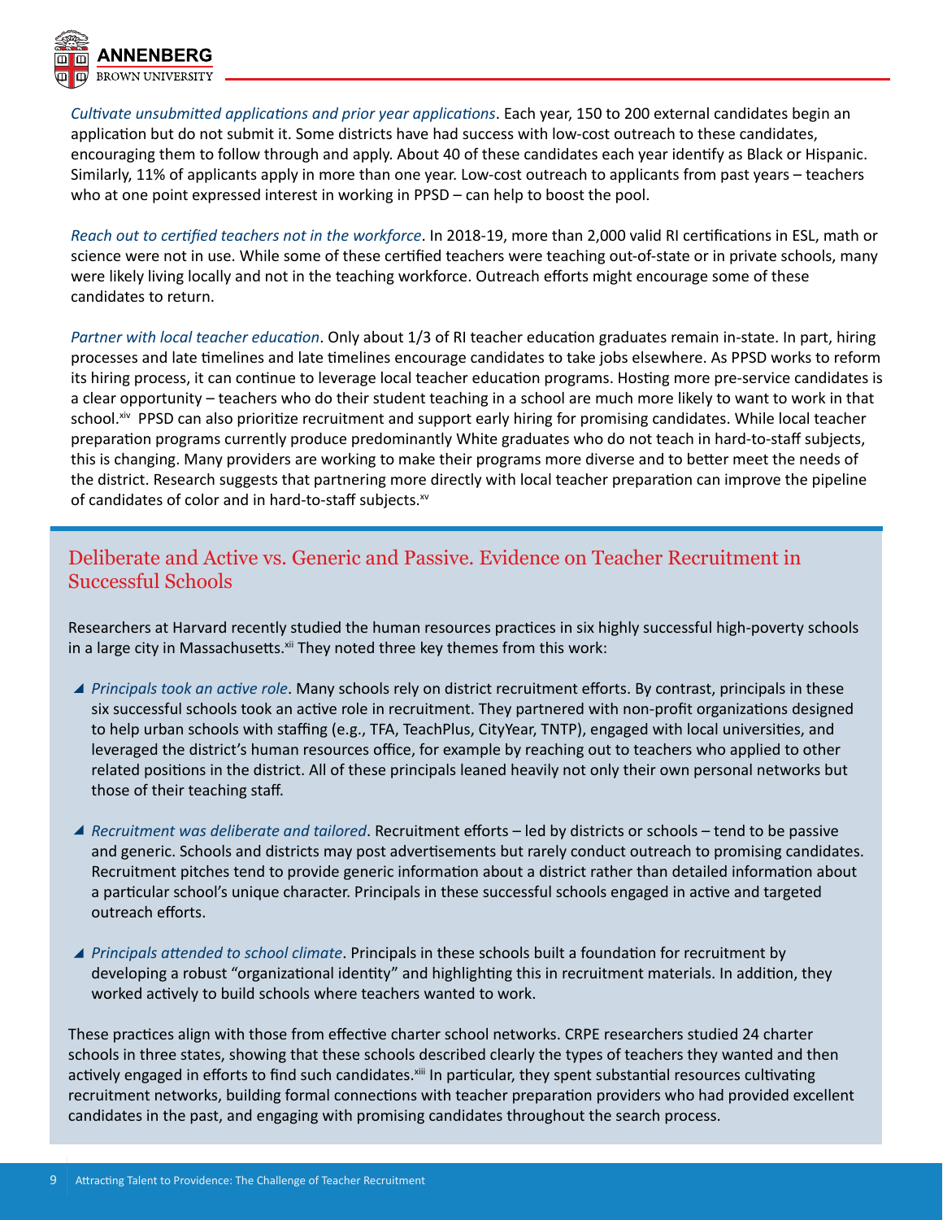*Cultivate unsubmitted applications and prior year applications*. Each year, 150 to 200 external candidates begin an application but do not submit it. Some districts have had success with low-cost outreach to these candidates, encouraging them to follow through and apply. About 40 of these candidates each year identify as Black or Hispanic. Similarly, 11% of applicants apply in more than one year. Low-cost outreach to applicants from past years – teachers who at one point expressed interest in working in PPSD – can help to boost the pool.

*Reach out to certified teachers not in the workforce*. In 2018-19, more than 2,000 valid RI certifications in ESL, math or science were not in use. While some of these certified teachers were teaching out-of-state or in private schools, many were likely living locally and not in the teaching workforce. Outreach efforts might encourage some of these candidates to return.

*Partner with local teacher education*. Only about 1/3 of RI teacher education graduates remain in-state. In part, hiring processes and late timelines and late timelines encourage candidates to take jobs elsewhere. As PPSD works to reform its hiring process, it can continue to leverage local teacher education programs. Hosting more pre-service candidates is a clear opportunity – teachers who do their student teaching in a school are much more likely to want to work in that school.[xiv] PPSD can also prioritize recruitment and support early hiring for promising candidates. While local teacher preparation programs currently produce predominantly White graduates who do not teach in hard-to-staff subjects, this is changing. Many providers are working to make their programs more diverse and to better meet the needs of the district. Research suggests that partnering more directly with local teacher preparation can improve the pipeline of candidates of color and in hard-to-staff subjects.[xv]

## Deliberate and Active vs. Generic and Passive. Evidence on Teacher Recruitment in Successful Schools

Researchers at Harvard recently studied the human resources practices in six highly successful high-poverty schools in a large city in Massachusetts.[xii] They noted three key themes from this work:

- *Principals took an active role*. Many schools rely on district recruitment efforts. By contrast, principals in these six successful schools took an active role in recruitment. They partnered with non-profit organizations designed to help urban schools with staffing (e.g., TFA, TeachPlus, CityYear, TNTP), engaged with local universities, and leveraged the district's human resources office, for example by reaching out to teachers who applied to other related positions in the district. All of these principals leaned heavily not only their own personal networks but those of their teaching staff.

- *Recruitment was deliberate and tailored*. Recruitment efforts – led by districts or schools – tend to be passive and generic. Schools and districts may post advertisements but rarely conduct outreach to promising candidates. Recruitment pitches tend to provide generic information about a district rather than detailed information about a particular school's unique character. Principals in these successful schools engaged in active and targeted outreach efforts.

- *Principals attended to school climate*. Principals in these schools built a foundation for recruitment by developing a robust "organizational identity" and highlighting this in recruitment materials. In addition, they worked actively to build schools where teachers wanted to work.

These practices align with those from effective charter school networks. CRPE researchers studied 24 charter schools in three states, showing that these schools described clearly the types of teachers they wanted and then actively engaged in efforts to find such candidates.[xiii] In particular, they spent substantial resources cultivating recruitment networks, building formal connections with teacher preparation providers who had provided excellent candidates in the past, and engaging with promising candidates throughout the search process.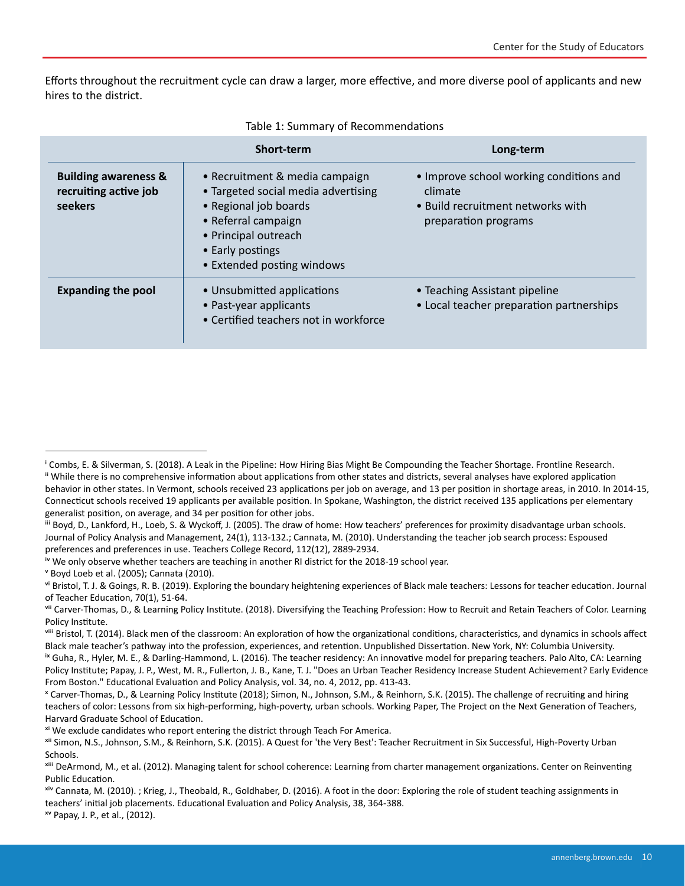Efforts throughout the recruitment cycle can draw a larger, more effective, and more diverse pool of applicants and new hires to the district.

Table 1: Summary of Recommendations

| | Short-term | Long-term |
|---|---|---|
| **Building awareness & recruiting active job seekers** | • Recruitment & media campaign<br>• Targeted social media advertising<br>• Regional job boards<br>• Referral campaign<br>• Principal outreach<br>• Early postings<br>• Extended posting windows | • Improve school working conditions and climate<br>• Build recruitment networks with preparation programs |
| **Expanding the pool** | • Unsubmitted applications<br>• Past-year applicants<br>• Certified teachers not in workforce | • Teaching Assistant pipeline<br>• Local teacher preparation partnerships |

---

[i] Combs, E. & Silverman, S. (2018). A Leak in the Pipeline: How Hiring Bias Might Be Compounding the Teacher Shortage. Frontline Research.

[ii] While there is no comprehensive information about applications from other states and districts, several analyses have explored application behavior in other states. In Vermont, schools received 23 applications per job on average, and 13 per position in shortage areas, in 2010. In 2014-15, Connecticut schools received 19 applicants per available position. In Spokane, Washington, the district received 135 applications per elementary generalist position, on average, and 34 per position for other jobs.

[iii] Boyd, D., Lankford, H., Loeb, S. & Wyckoff, J. (2005). The draw of home: How teachers' preferences for proximity disadvantage urban schools. Journal of Policy Analysis and Management, 24(1), 113-132.; Cannata, M. (2010). Understanding the teacher job search process: Espoused preferences and preferences in use. Teachers College Record, 112(12), 2889-2934.

[iv] We only observe whether teachers are teaching in another RI district for the 2018-19 school year.

[v] Boyd Loeb et al. (2005); Cannata (2010).

[vi] Bristol, T. J. & Goings, R. B. (2019). Exploring the boundary heightening experiences of Black male teachers: Lessons for teacher education. Journal of Teacher Education, 70(1), 51-64.

[vii] Carver-Thomas, D., & Learning Policy Institute. (2018). Diversifying the Teaching Profession: How to Recruit and Retain Teachers of Color. Learning Policy Institute.

[viii] Bristol, T. (2014). Black men of the classroom: An exploration of how the organizational conditions, characteristics, and dynamics in schools affect Black male teacher's pathway into the profession, experiences, and retention. Unpublished Dissertation. New York, NY: Columbia University.

[ix] Guha, R., Hyler, M. E., & Darling-Hammond, L. (2016). The teacher residency: An innovative model for preparing teachers. Palo Alto, CA: Learning Policy Institute; Papay, J. P., West, M. R., Fullerton, J. B., Kane, T. J. "Does an Urban Teacher Residency Increase Student Achievement? Early Evidence From Boston." Educational Evaluation and Policy Analysis, vol. 34, no. 4, 2012, pp. 413-43.

[x] Carver-Thomas, D., & Learning Policy Institute (2018); Simon, N., Johnson, S.M., & Reinhorn, S.K. (2015). The challenge of recruiting and hiring teachers of color: Lessons from six high-performing, high-poverty, urban schools. Working Paper, The Project on the Next Generation of Teachers, Harvard Graduate School of Education.

[xi] We exclude candidates who report entering the district through Teach For America.

[xii] Simon, N.S., Johnson, S.M., & Reinhorn, S.K. (2015). A Quest for 'the Very Best': Teacher Recruitment in Six Successful, High-Poverty Urban Schools.

[xiii] DeArmond, M., et al. (2012). Managing talent for school coherence: Learning from charter management organizations. Center on Reinventing Public Education.

[xiv] Cannata, M. (2010). ; Krieg, J., Theobald, R., Goldhaber, D. (2016). A foot in the door: Exploring the role of student teaching assignments in teachers' initial job placements. Educational Evaluation and Policy Analysis, 38, 364-388.

[xv] Papay, J. P., et al., (2012).